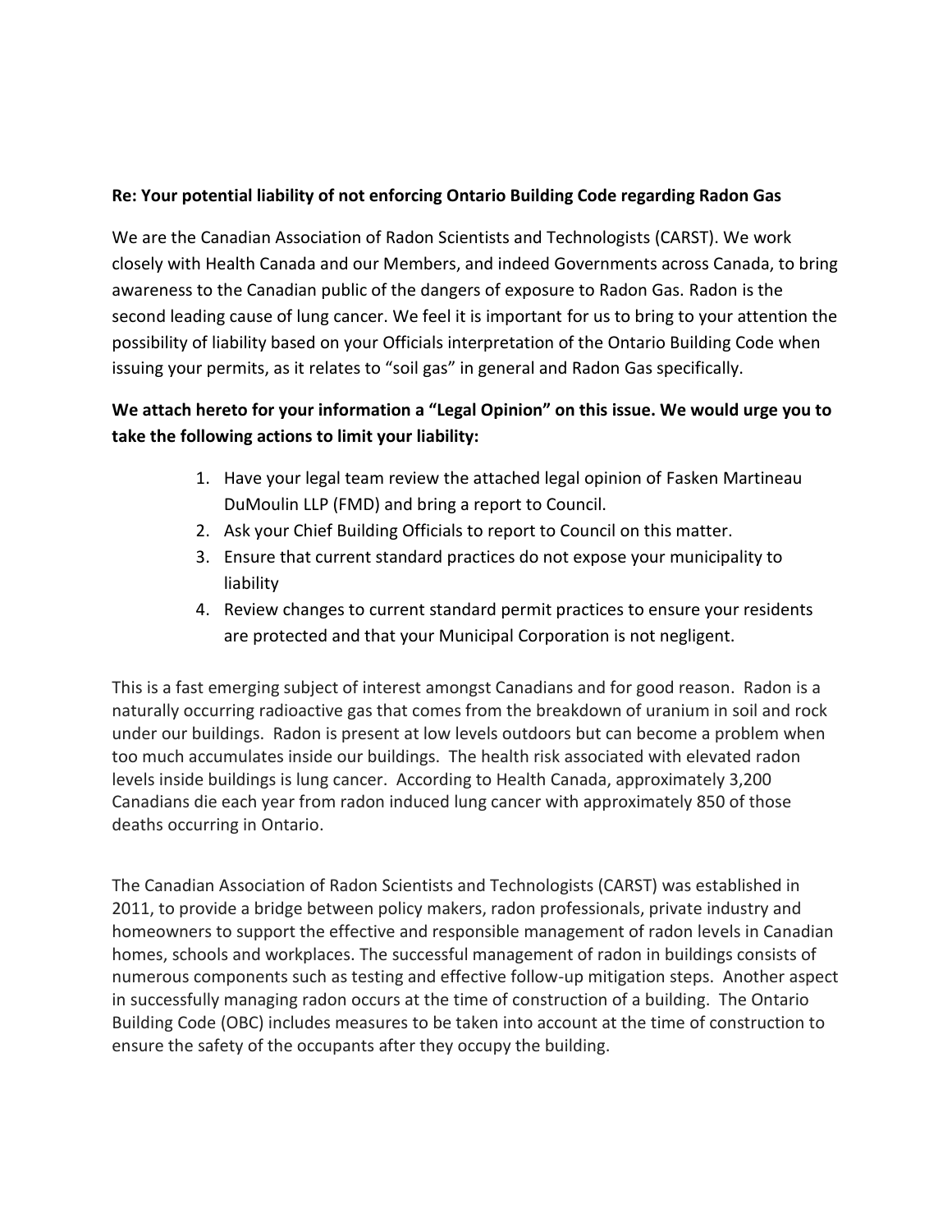**Re: Your potential liability of not enforcing Ontario Building Code regarding Radon Gas**

We are the Canadian Association of Radon Scientists and Technologists (CARST). We work closely with Health Canada and our Members, and indeed Governments across Canada, to bring awareness to the Canadian public of the dangers of exposure to Radon Gas. Radon is the second leading cause of lung cancer. We feel it is important for us to bring to your attention the possibility of liability based on your Officials interpretation of the Ontario Building Code when issuing your permits, as it relates to "soil gas" in general and Radon Gas specifically.

**We attach hereto for your information a "Legal Opinion" on this issue. We would urge you to take the following actions to limit your liability:**

1. Have your legal team review the attached legal opinion of Fasken Martineau DuMoulin LLP (FMD) and bring a report to Council.
2. Ask your Chief Building Officials to report to Council on this matter.
3. Ensure that current standard practices do not expose your municipality to liability
4. Review changes to current standard permit practices to ensure your residents are protected and that your Municipal Corporation is not negligent.

This is a fast emerging subject of interest amongst Canadians and for good reason. Radon is a naturally occurring radioactive gas that comes from the breakdown of uranium in soil and rock under our buildings. Radon is present at low levels outdoors but can become a problem when too much accumulates inside our buildings. The health risk associated with elevated radon levels inside buildings is lung cancer. According to Health Canada, approximately 3,200 Canadians die each year from radon induced lung cancer with approximately 850 of those deaths occurring in Ontario.

The Canadian Association of Radon Scientists and Technologists (CARST) was established in 2011, to provide a bridge between policy makers, radon professionals, private industry and homeowners to support the effective and responsible management of radon levels in Canadian homes, schools and workplaces. The successful management of radon in buildings consists of numerous components such as testing and effective follow-up mitigation steps. Another aspect in successfully managing radon occurs at the time of construction of a building. The Ontario Building Code (OBC) includes measures to be taken into account at the time of construction to ensure the safety of the occupants after they occupy the building.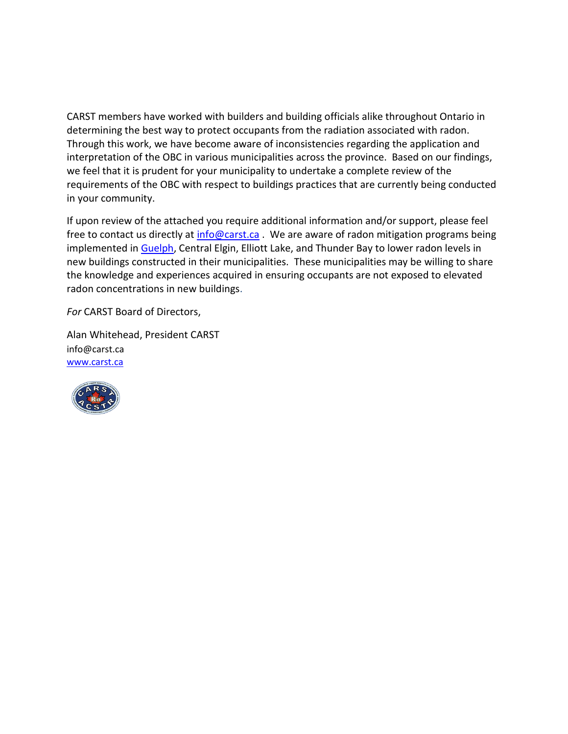CARST members have worked with builders and building officials alike throughout Ontario in determining the best way to protect occupants from the radiation associated with radon. Through this work, we have become aware of inconsistencies regarding the application and interpretation of the OBC in various municipalities across the province. Based on our findings, we feel that it is prudent for your municipality to undertake a complete review of the requirements of the OBC with respect to buildings practices that are currently being conducted in your community.

If upon review of the attached you require additional information and/or support, please feel free to contact us directly at info@carst.ca . We are aware of radon mitigation programs being implemented in Guelph, Central Elgin, Elliott Lake, and Thunder Bay to lower radon levels in new buildings constructed in their municipalities. These municipalities may be willing to share the knowledge and experiences acquired in ensuring occupants are not exposed to elevated radon concentrations in new buildings.

*For* CARST Board of Directors,

Alan Whitehead, President CARST
info@carst.ca
www.carst.ca